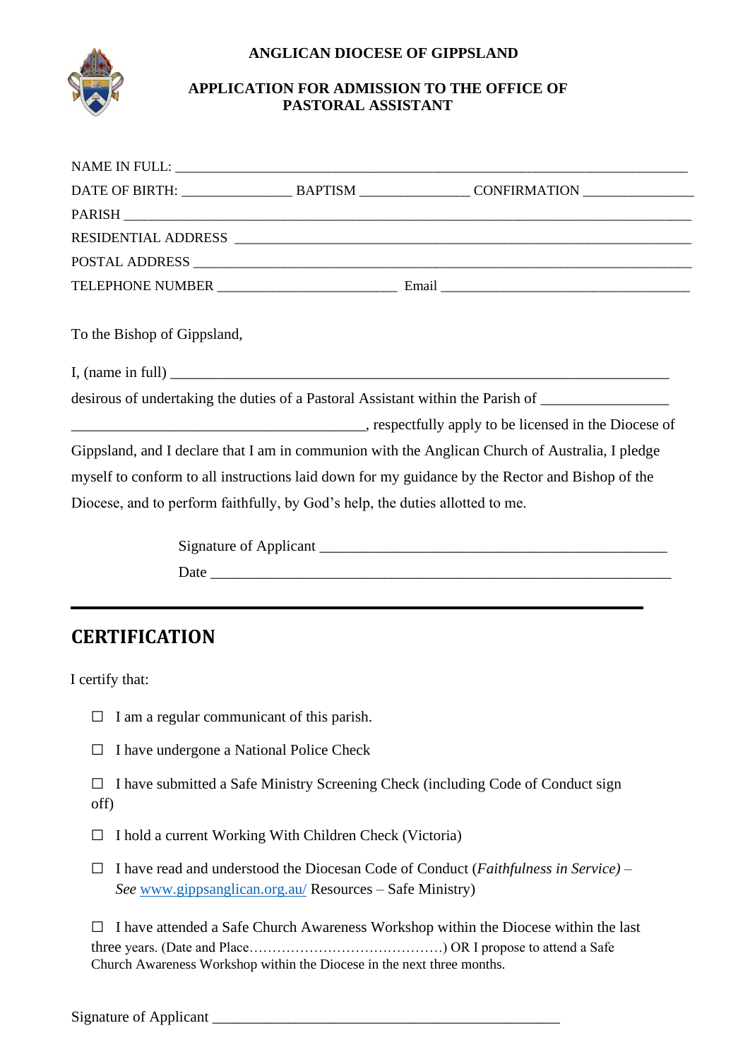**ANGLICAN DIOCESE OF GIPPSLAND**

**APPLICATION FOR ADMISSION TO THE OFFICE OF PASTORAL ASSISTANT**

NAME IN FULL: ______________________________________________________________________

DATE OF BIRTH: _______________ BAPTISM _______________ CONFIRMATION _______________

PARISH ____________________________________________________________________________

RESIDENTIAL ADDRESS _______________________________________________________________

POSTAL ADDRESS ____________________________________________________________________

TELEPHONE NUMBER _________________________ Email __________________________________

To the Bishop of Gippsland,

I, (name in full) ____________________________________________________________________

desirous of undertaking the duties of a Pastoral Assistant within the Parish of _________________

_______________________________________, respectfully apply to be licensed in the Diocese of Gippsland, and I declare that I am in communion with the Anglican Church of Australia, I pledge myself to conform to all instructions laid down for my guidance by the Rector and Bishop of the Diocese, and to perform faithfully, by God's help, the duties allotted to me.

Signature of Applicant ______________________________________________

Date ______________________________________________________________

---

## CERTIFICATION

I certify that:

☐ I am a regular communicant of this parish.

☐ I have undergone a National Police Check

☐ I have submitted a Safe Ministry Screening Check (including Code of Conduct sign off)

☐ I hold a current Working With Children Check (Victoria)

☐ I have read and understood the Diocesan Code of Conduct (*Faithfulness in Service)* – *See* www.gippsanglican.org.au/ Resources – Safe Ministry)

☐ I have attended a Safe Church Awareness Workshop within the Diocese within the last three years. (Date and Place……………………………………) OR I propose to attend a Safe Church Awareness Workshop within the Diocese in the next three months.

Signature of Applicant ______________________________________________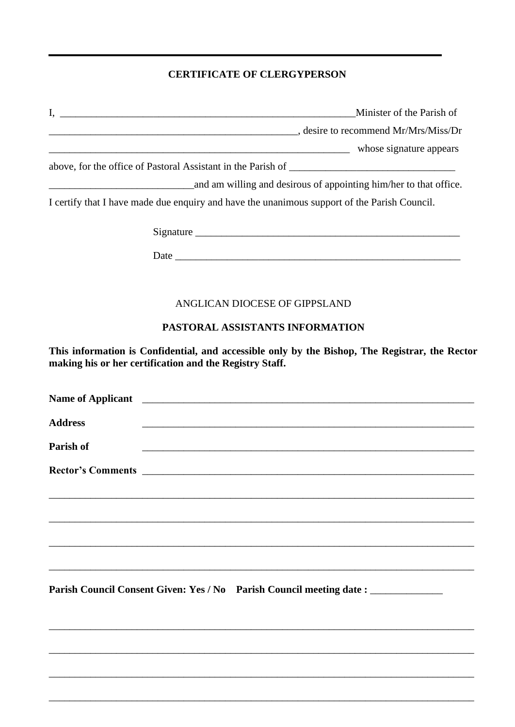---

**CERTIFICATE OF CLERGYPERSON**

I, ___________________________________________________________Minister of the Parish of __________________________________________________, desire to recommend Mr/Mrs/Miss/Dr ____________________________________________________________ whose signature appears above, for the office of Pastoral Assistant in the Parish of ________________________________ ____________________________and am willing and desirous of appointing him/her to that office. I certify that I have made due enquiry and have the unanimous support of the Parish Council.

Signature _____________________________________________________

Date _________________________________________________________

ANGLICAN DIOCESE OF GIPPSLAND

**PASTORAL ASSISTANTS INFORMATION**

**This information is Confidential, and accessible only by the Bishop, The Registrar, the Rector making his or her certification and the Registry Staff.**

**Name of Applicant** ____________________________________________________________________

**Address** ____________________________________________________________________

**Parish of** ____________________________________________________________________

**Rector's Comments** ____________________________________________________________________

__________________________________________________________________________________

__________________________________________________________________________________

__________________________________________________________________________________

__________________________________________________________________________________

**Parish Council Consent Given: Yes / No Parish Council meeting date :** ______________

__________________________________________________________________________________

__________________________________________________________________________________

__________________________________________________________________________________

__________________________________________________________________________________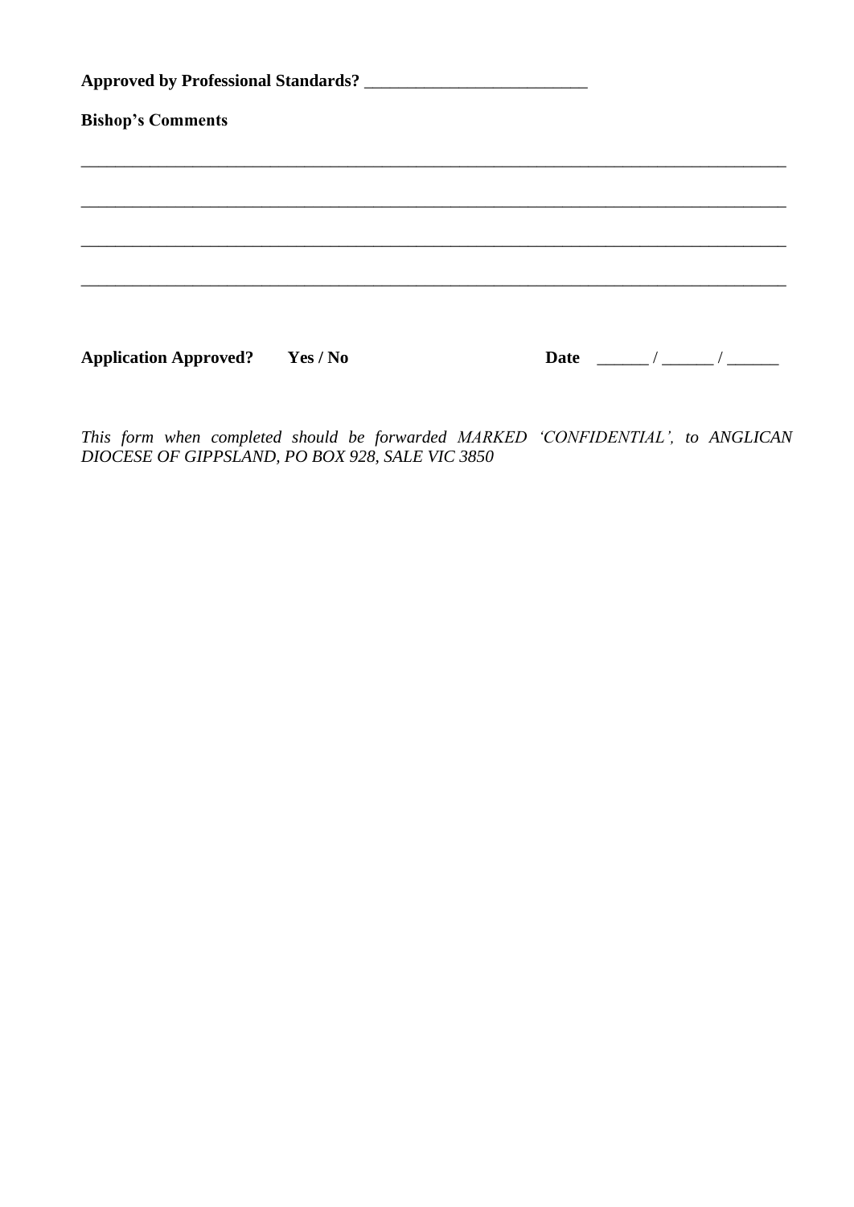**Approved by Professional Standards?** ___________________________

**Bishop's Comments**

_____________________________________________________________________________________

_____________________________________________________________________________________

_____________________________________________________________________________________

_____________________________________________________________________________________

**Application Approved?** **Yes / No** **Date** ______ / ______ / ______

*This form when completed should be forwarded MARKED 'CONFIDENTIAL', to ANGLICAN DIOCESE OF GIPPSLAND, PO BOX 928, SALE VIC 3850*